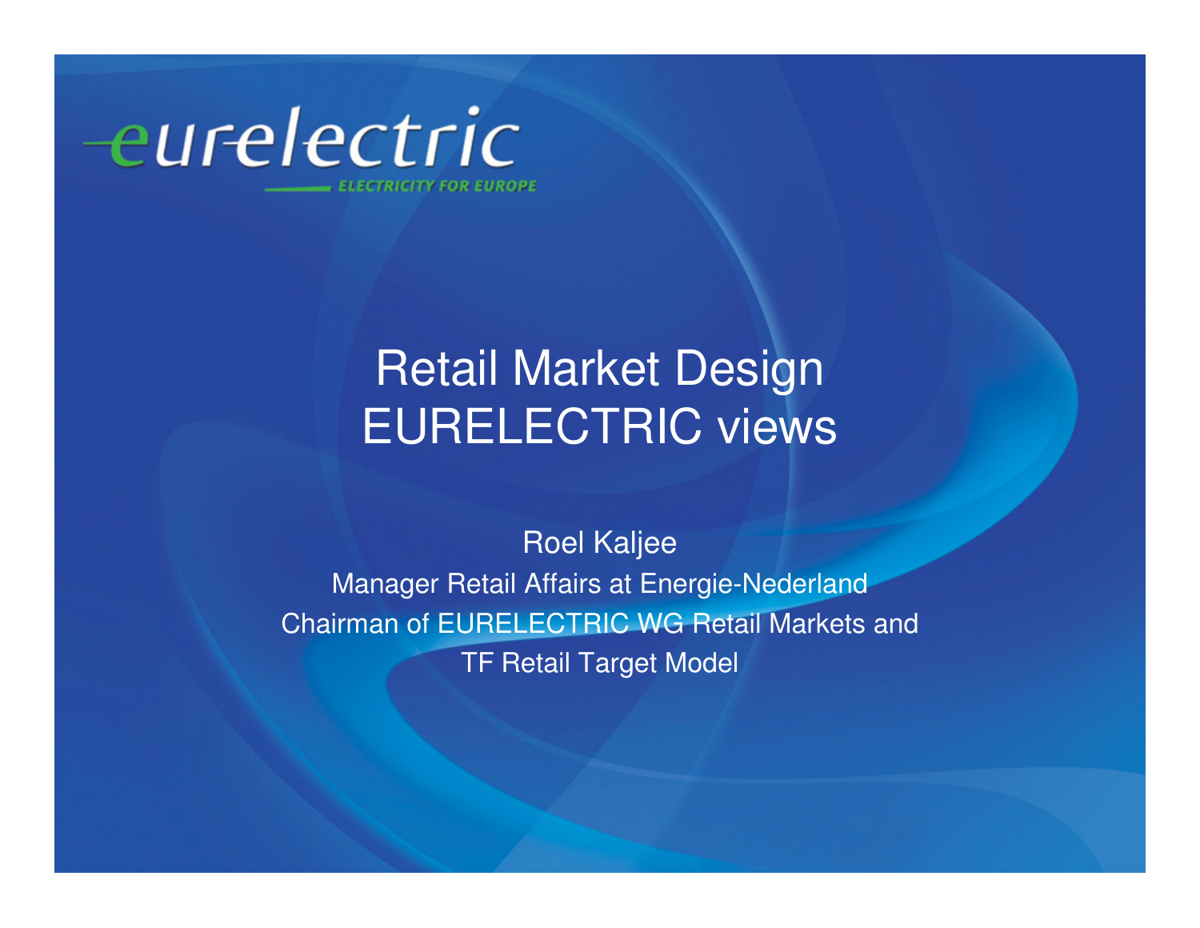eurelectric

ELECTRICITY FOR EUROPE

# Retail Market Design
# EURELECTRIC views

Roel Kaljee

Manager Retail Affairs at Energie-Nederland

Chairman of EURELECTRIC WG Retail Markets and TF Retail Target Model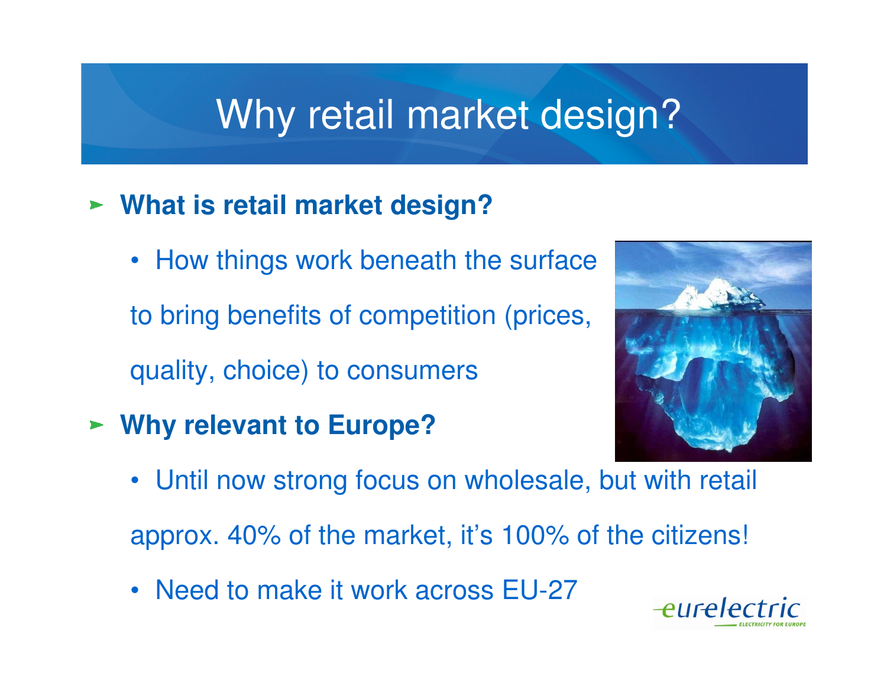# Why retail market design?

- **What is retail market design?**
  - How things work beneath the surface to bring benefits of competition (prices, quality, choice) to consumers
- **Why relevant to Europe?**
  - Until now strong focus on wholesale, but with retail approx. 40% of the market, it's 100% of the citizens!
  - Need to make it work across EU-27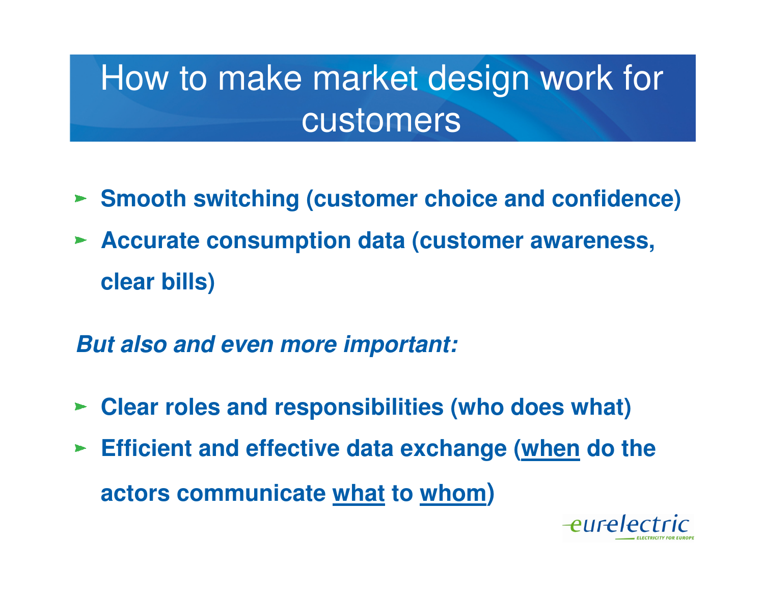# How to make market design work for customers

- **Smooth switching (customer choice and confidence)**
- **Accurate consumption data (customer awareness, clear bills)**

***But also and even more important:***

- **Clear roles and responsibilities (who does what)**
- **Efficient and effective data exchange (<u>when</u> do the actors communicate <u>what</u> to <u>whom</u>)**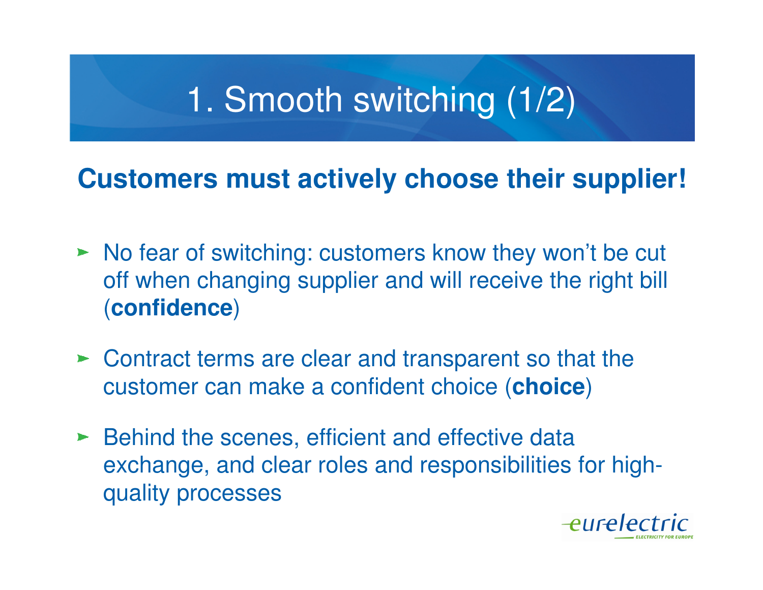# 1. Smooth switching (1/2)

## Customers must actively choose their supplier!

- No fear of switching: customers know they won’t be cut off when changing supplier and will receive the right bill (**confidence**)
- Contract terms are clear and transparent so that the customer can make a confident choice (**choice**)
- Behind the scenes, efficient and effective data exchange, and clear roles and responsibilities for high-quality processes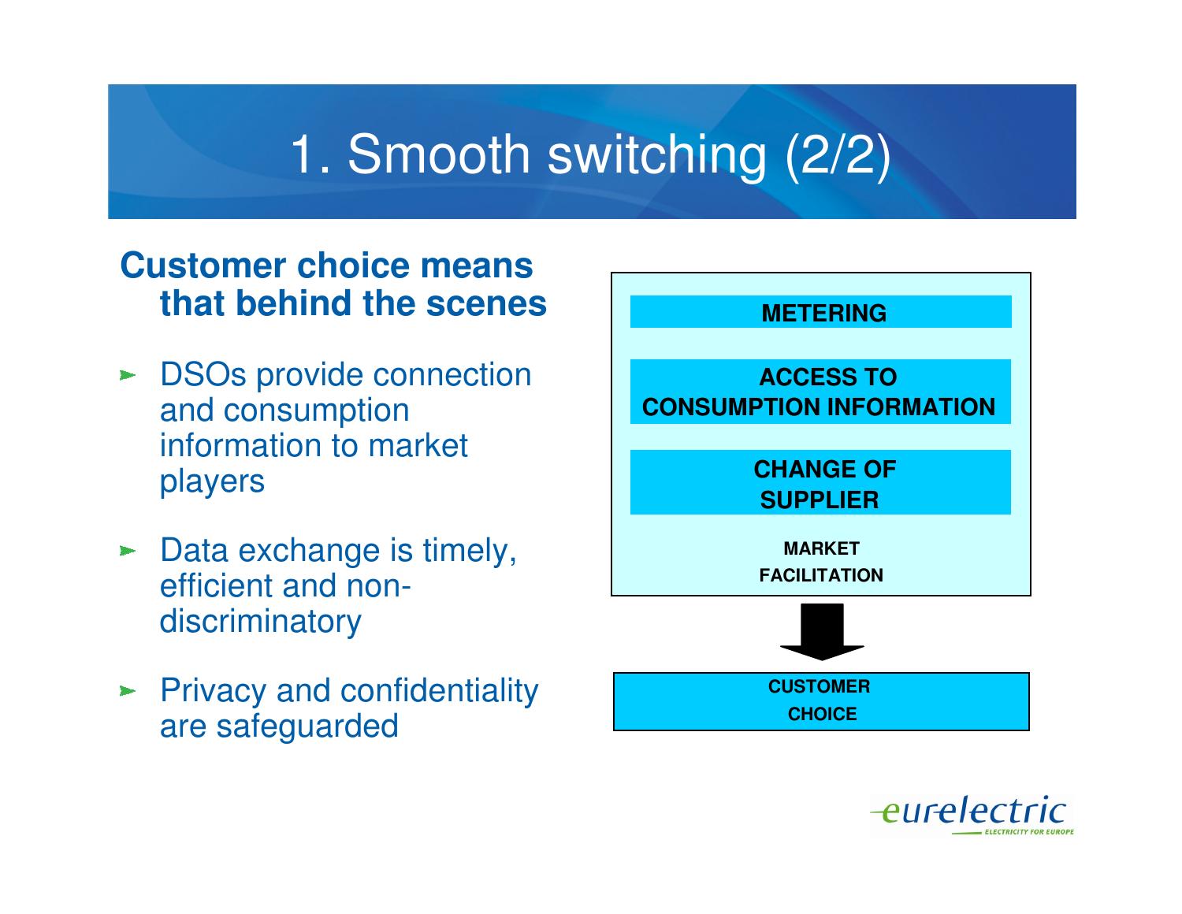# 1. Smooth switching (2/2)

**Customer choice means that behind the scenes**

- DSOs provide connection and consumption information to market players
- Data exchange is timely, efficient and non-discriminatory
- Privacy and confidentiality are safeguarded

**METERING**

**ACCESS TO CONSUMPTION INFORMATION**

**CHANGE OF SUPPLIER**

**MARKET FACILITATION**

**CUSTOMER CHOICE**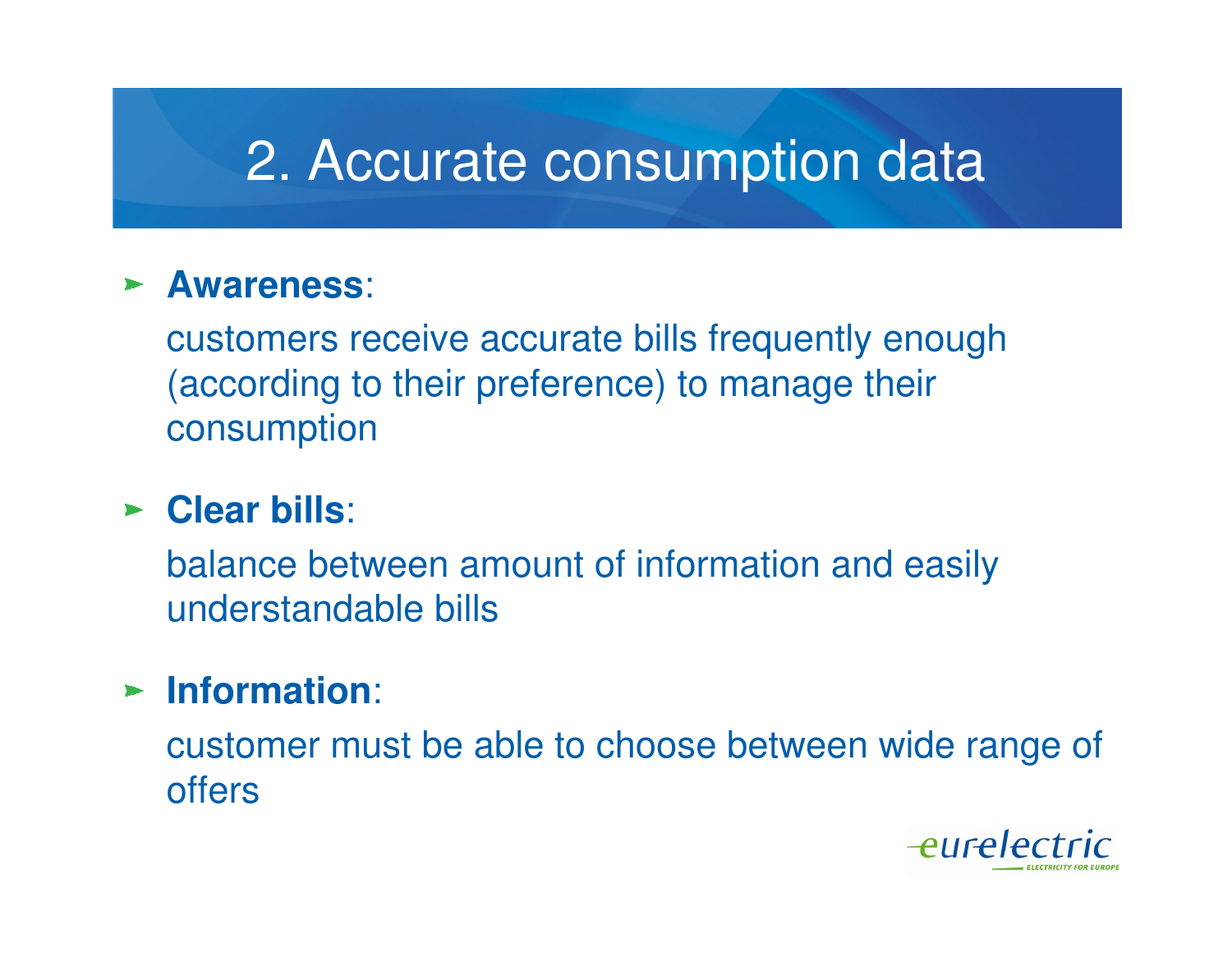# 2. Accurate consumption data

- **Awareness**:

  customers receive accurate bills frequently enough (according to their preference) to manage their consumption

- **Clear bills**:

  balance between amount of information and easily understandable bills

- **Information**:

  customer must be able to choose between wide range of offers

eurelectric
ELECTRICITY FOR EUROPE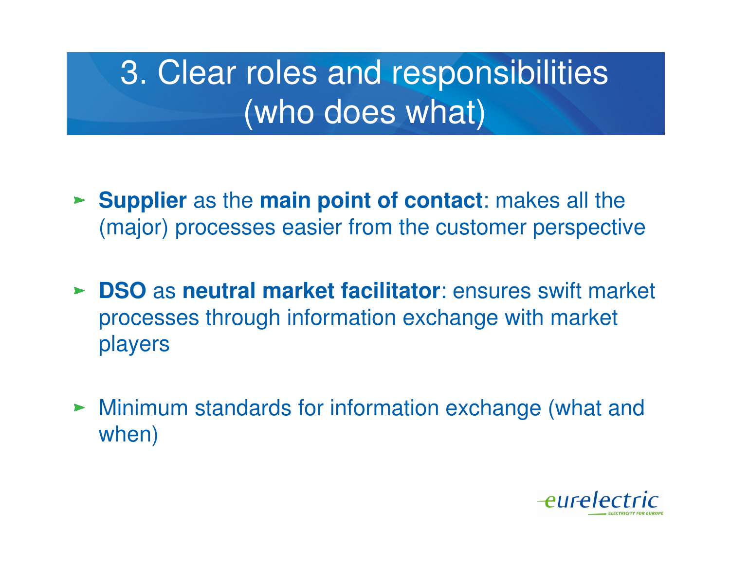# 3. Clear roles and responsibilities (who does what)

- **Supplier** as the **main point of contact**: makes all the (major) processes easier from the customer perspective

- **DSO** as **neutral market facilitator**: ensures swift market processes through information exchange with market players

- Minimum standards for information exchange (what and when)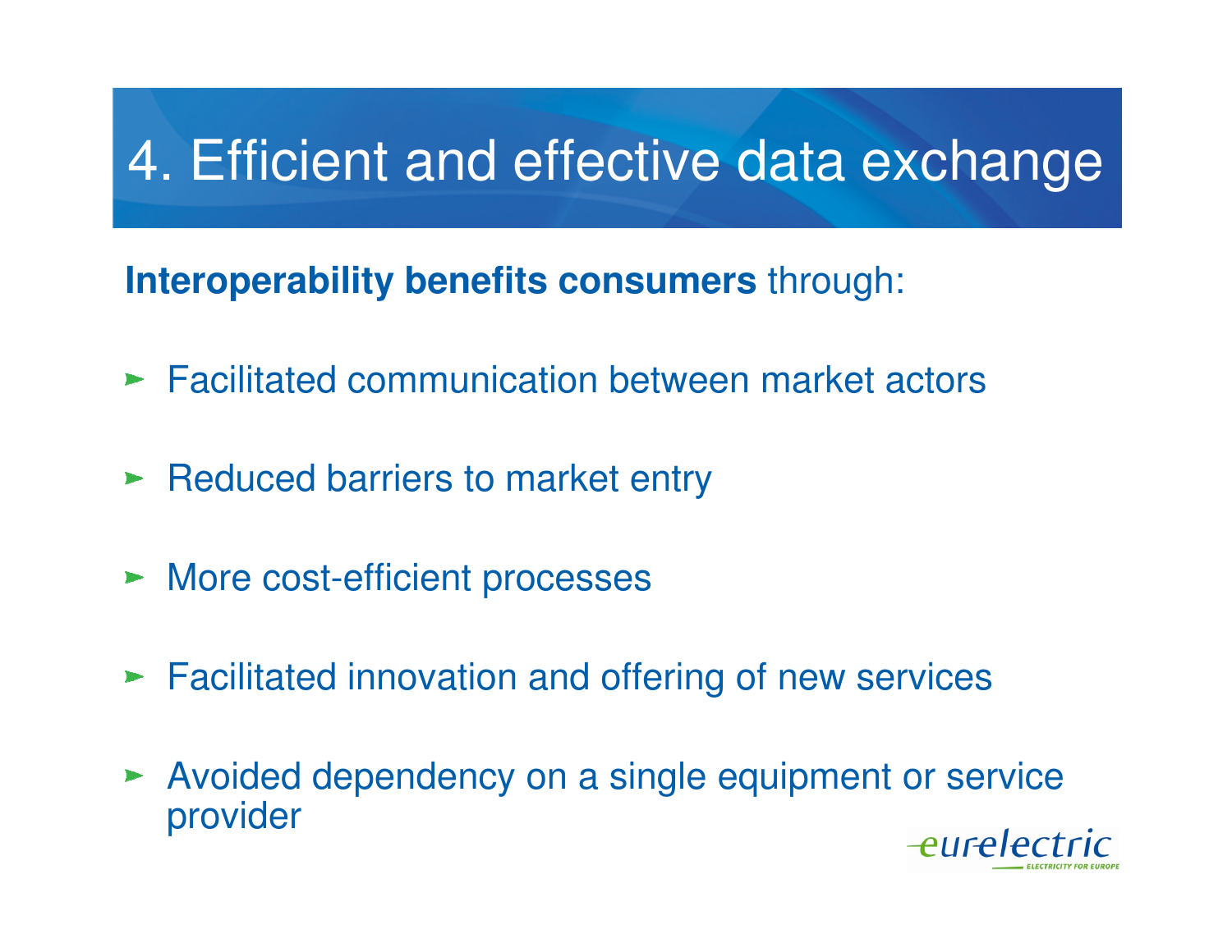# 4. Efficient and effective data exchange

**Interoperability benefits consumers** through:

- Facilitated communication between market actors
- Reduced barriers to market entry
- More cost-efficient processes
- Facilitated innovation and offering of new services
- Avoided dependency on a single equipment or service provider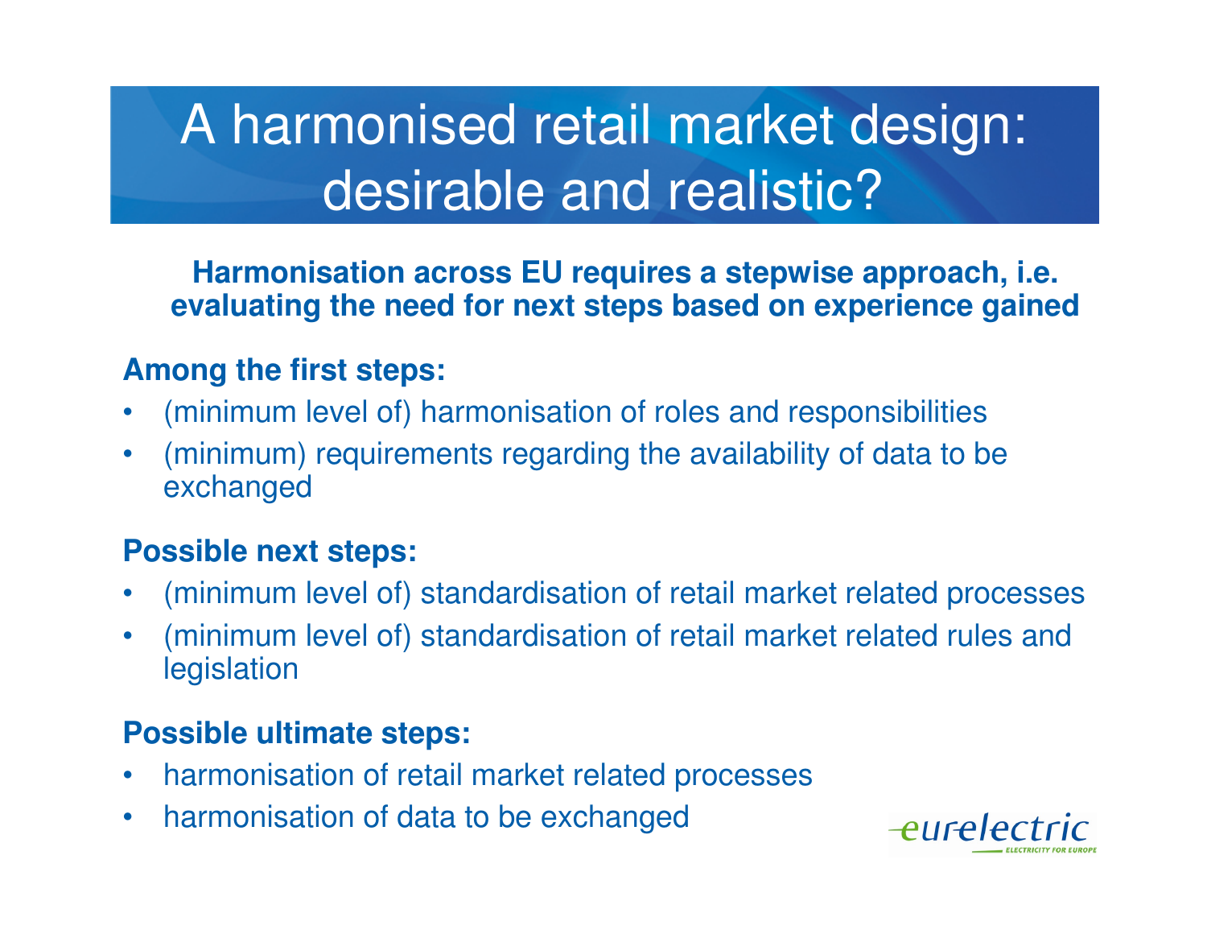# A harmonised retail market design: desirable and realistic?

**Harmonisation across EU requires a stepwise approach, i.e. evaluating the need for next steps based on experience gained**

**Among the first steps:**

- (minimum level of) harmonisation of roles and responsibilities
- (minimum) requirements regarding the availability of data to be exchanged

**Possible next steps:**

- (minimum level of) standardisation of retail market related processes
- (minimum level of) standardisation of retail market related rules and legislation

**Possible ultimate steps:**

- harmonisation of retail market related processes
- harmonisation of data to be exchanged

eurelectric
ELECTRICITY FOR EUROPE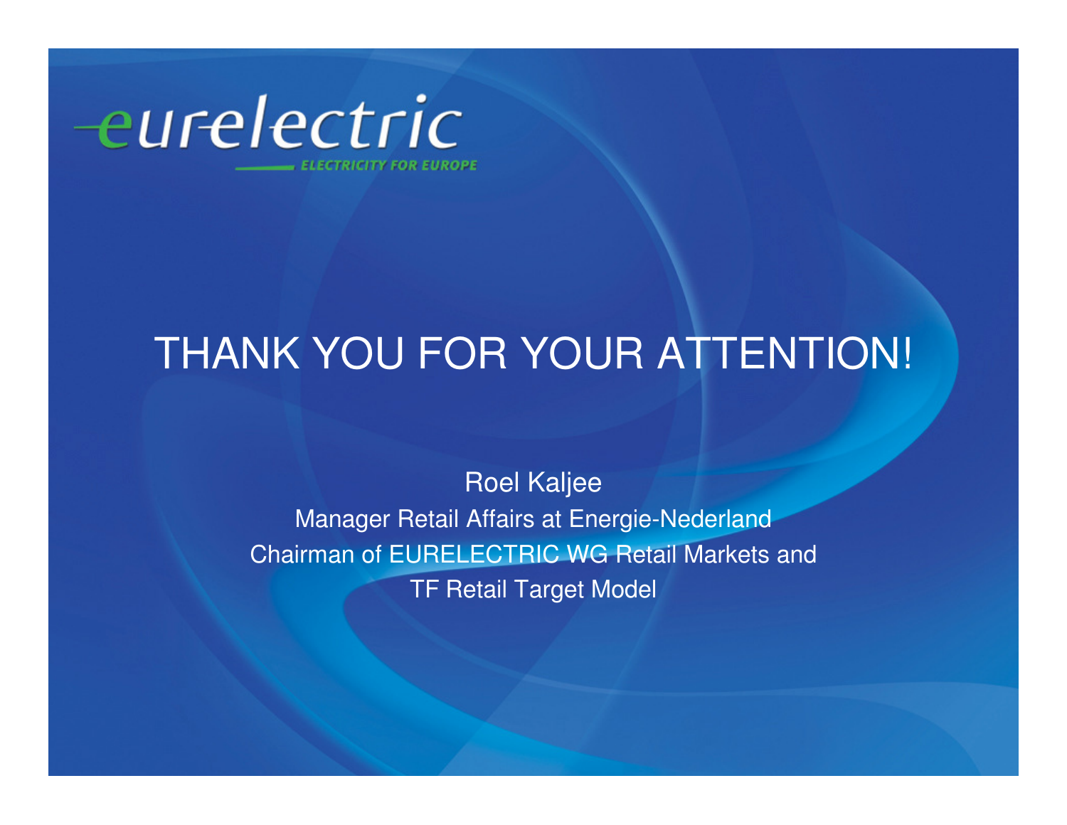eurelectric

ELECTRICITY FOR EUROPE

# THANK YOU FOR YOUR ATTENTION!

Roel Kaljee

Manager Retail Affairs at Energie-Nederland

Chairman of EURELECTRIC WG Retail Markets and

TF Retail Target Model